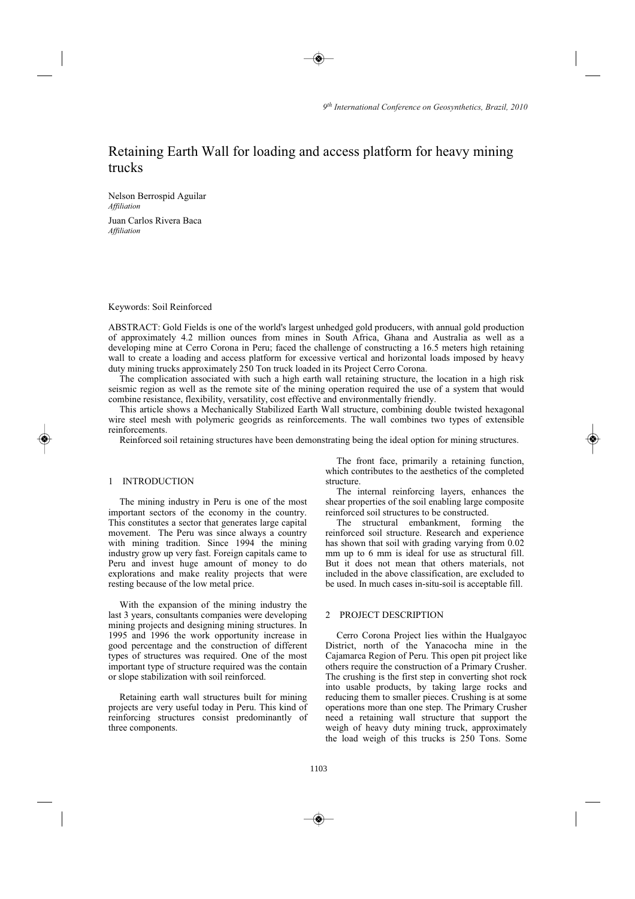# Retaining Earth Wall for loading and access platform for heavy mining trucks

Nelson Berrospid Aguilar
*Affiliation*

Juan Carlos Rivera Baca
*Affiliation*

Keywords: Soil Reinforced

ABSTRACT: Gold Fields is one of the world's largest unhedged gold producers, with annual gold production of approximately 4.2 million ounces from mines in South Africa, Ghana and Australia as well as a developing mine at Cerro Corona in Peru; faced the challenge of constructing a 16.5 meters high retaining wall to create a loading and access platform for excessive vertical and horizontal loads imposed by heavy duty mining trucks approximately 250 Ton truck loaded in its Project Cerro Corona.

The complication associated with such a high earth wall retaining structure, the location in a high risk seismic region as well as the remote site of the mining operation required the use of a system that would combine resistance, flexibility, versatility, cost effective and environmentally friendly.

This article shows a Mechanically Stabilized Earth Wall structure, combining double twisted hexagonal wire steel mesh with polymeric geogrids as reinforcements. The wall combines two types of extensible reinforcements.

Reinforced soil retaining structures have been demonstrating being the ideal option for mining structures.

## 1 INTRODUCTION

The mining industry in Peru is one of the most important sectors of the economy in the country. This constitutes a sector that generates large capital movement. The Peru was since always a country with mining tradition. Since 1994 the mining industry grow up very fast. Foreign capitals came to Peru and invest huge amount of money to do explorations and make reality projects that were resting because of the low metal price.

With the expansion of the mining industry the last 3 years, consultants companies were developing mining projects and designing mining structures. In 1995 and 1996 the work opportunity increase in good percentage and the construction of different types of structures was required. One of the most important type of structure required was the contain or slope stabilization with soil reinforced.

Retaining earth wall structures built for mining projects are very useful today in Peru. This kind of reinforcing structures consist predominantly of three components.

The front face, primarily a retaining function, which contributes to the aesthetics of the completed structure.

The internal reinforcing layers, enhances the shear properties of the soil enabling large composite reinforced soil structures to be constructed.

The structural embankment, forming the reinforced soil structure. Research and experience has shown that soil with grading varying from 0.02 mm up to 6 mm is ideal for use as structural fill. But it does not mean that others materials, not included in the above classification, are excluded to be used. In much cases in-situ-soil is acceptable fill.

## 2 PROJECT DESCRIPTION

Cerro Corona Project lies within the Hualgayoc District, north of the Yanacocha mine in the Cajamarca Region of Peru. This open pit project like others require the construction of a Primary Crusher. The crushing is the first step in converting shot rock into usable products, by taking large rocks and reducing them to smaller pieces. Crushing is at some operations more than one step. The Primary Crusher need a retaining wall structure that support the weigh of heavy duty mining truck, approximately the load weigh of this trucks is 250 Tons. Some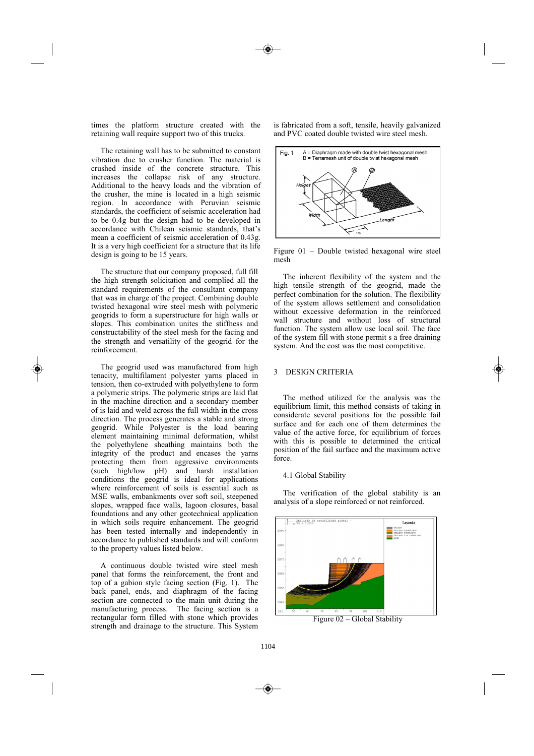times the platform structure created with the retaining wall require support two of this trucks.

The retaining wall has to be submitted to constant vibration due to crusher function. The material is crushed inside of the concrete structure. This increases the collapse risk of any structure. Additional to the heavy loads and the vibration of the crusher, the mine is located in a high seismic region. In accordance with Peruvian seismic standards, the coefficient of seismic acceleration had to be 0.4g but the design had to be developed in accordance with Chilean seismic standards, that's mean a coefficient of seismic acceleration of 0.43g. It is a very high coefficient for a structure that its life design is going to be 15 years.

The structure that our company proposed, full fill the high strength solicitation and complied all the standard requirements of the consultant company that was in charge of the project. Combining double twisted hexagonal wire steel mesh with polymeric geogrids to form a superstructure for high walls or slopes. This combination unites the stiffness and constructability of the steel mesh for the facing and the strength and versatility of the geogrid for the reinforcement.

The geogrid used was manufactured from high tenacity, multifilament polyester yarns placed in tension, then co-extruded with polyethylene to form a polymeric strips. The polymeric strips are laid flat in the machine direction and a secondary member of is laid and weld across the full width in the cross direction. The process generates a stable and strong geogrid. While Polyester is the load bearing element maintaining minimal deformation, whilst the polyethylene sheathing maintains both the integrity of the product and encases the yarns protecting them from aggressive environments (such high/low pH) and harsh installation conditions the geogrid is ideal for applications where reinforcement of soils is essential such as MSE walls, embankments over soft soil, steepened slopes, wrapped face walls, lagoon closures, basal foundations and any other geotechnical application in which soils require enhancement. The geogrid has been tested internally and independently in accordance to published standards and will conform to the property values listed below.

A continuous double twisted wire steel mesh panel that forms the reinforcement, the front and top of a gabion style facing section (Fig. 1). The back panel, ends, and diaphragm of the facing section are connected to the main unit during the manufacturing process. The facing section is a rectangular form filled with stone which provides strength and drainage to the structure. This System is fabricated from a soft, tensile, heavily galvanized and PVC coated double twisted wire steel mesh.

Figure 01 – Double twisted hexagonal wire steel mesh

The inherent flexibility of the system and the high tensile strength of the geogrid, made the perfect combination for the solution. The flexibility of the system allows settlement and consolidation without excessive deformation in the reinforced wall structure and without loss of structural function. The system allow use local soil. The face of the system fill with stone permit s a free draining system. And the cost was the most competitive.

## 3 DESIGN CRITERIA

The method utilized for the analysis was the equilibrium limit, this method consists of taking in considerate several positions for the possible fail surface and for each one of them determines the value of the active force, for equilibrium of forces with this is possible to determined the critical position of the fail surface and the maximum active force.

### 4.1 Global Stability

The verification of the global stability is an analysis of a slope reinforced or not reinforced.

Figure 02 – Global Stability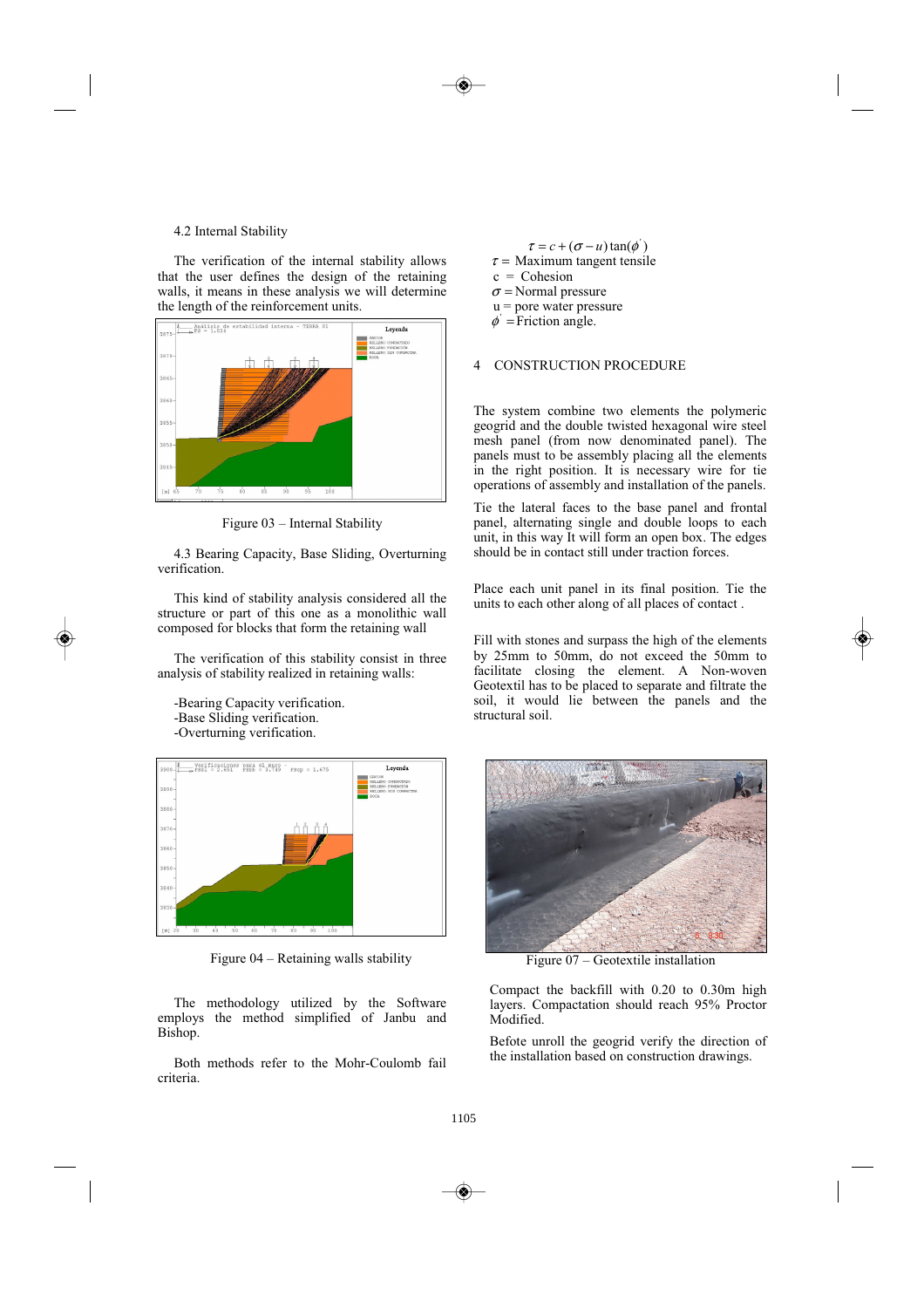4.2 Internal Stability

The verification of the internal stability allows that the user defines the design of the retaining walls, it means in these analysis we will determine the length of the reinforcement units.

Figure 03 – Internal Stability

4.3 Bearing Capacity, Base Sliding, Overturning verification.

This kind of stability analysis considered all the structure or part of this one as a monolithic wall composed for blocks that form the retaining wall

The verification of this stability consist in three analysis of stability realized in retaining walls:

-Bearing Capacity verification.
-Base Sliding verification.
-Overturning verification.

Figure 04 – Retaining walls stability

The methodology utilized by the Software employs the method simplified of Janbu and Bishop.

Both methods refer to the Mohr-Coulomb fail criteria.

$$\tau = c + (\sigma - u)\tan(\phi')$$

$\tau$ = Maximum tangent tensile
c = Cohesion
$\sigma$ = Normal pressure
u = pore water pressure
$\phi'$ = Friction angle.

## 4 CONSTRUCTION PROCEDURE

The system combine two elements the polymeric geogrid and the double twisted hexagonal wire steel mesh panel (from now denominated panel). The panels must to be assembly placing all the elements in the right position. It is necessary wire for tie operations of assembly and installation of the panels.

Tie the lateral faces to the base panel and frontal panel, alternating single and double loops to each unit, in this way It will form an open box. The edges should be in contact still under traction forces.

Place each unit panel in its final position. Tie the units to each other along of all places of contact .

Fill with stones and surpass the high of the elements by 25mm to 50mm, do not exceed the 50mm to facilitate closing the element. A Non-woven Geotextil has to be placed to separate and filtrate the soil, it would lie between the panels and the structural soil.

Figure 07 – Geotextile installation

Compact the backfill with 0.20 to 0.30m high layers. Compaction should reach 95% Proctor Modified.

Befote unroll the geogrid verify the direction of the installation based on construction drawings.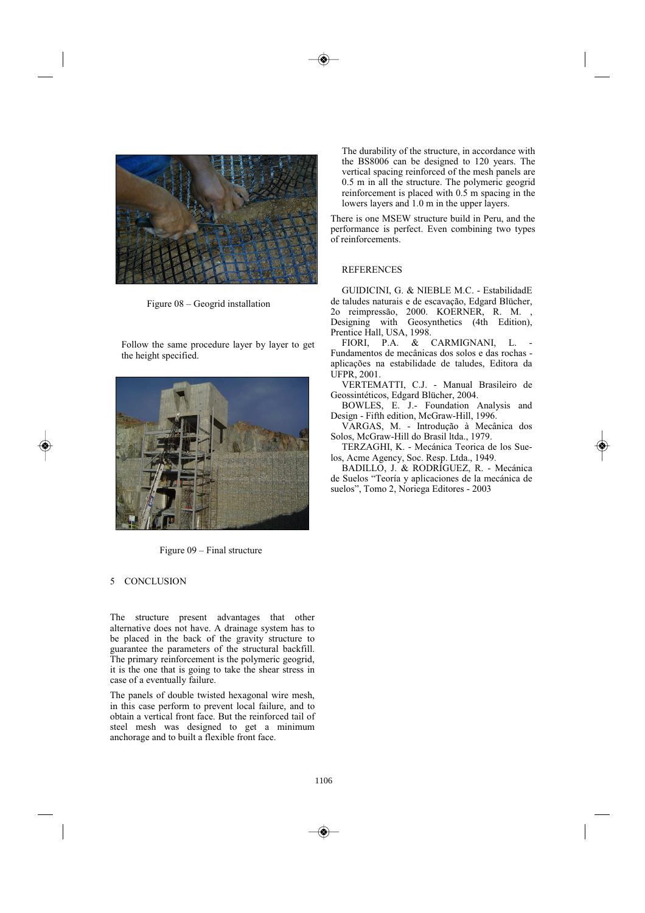Figure 08 – Geogrid installation

Follow the same procedure layer by layer to get the height specified.

Figure 09 – Final structure

## 5 CONCLUSION

The structure present advantages that other alternative does not have. A drainage system has to be placed in the back of the gravity structure to guarantee the parameters of the structural backfill. The primary reinforcement is the polymeric geogrid, it is the one that is going to take the shear stress in case of a eventually failure.

The panels of double twisted hexagonal wire mesh, in this case perform to prevent local failure, and to obtain a vertical front face. But the reinforced tail of steel mesh was designed to get a minimum anchorage and to built a flexible front face.

The durability of the structure, in accordance with the BS8006 can be designed to 120 years. The vertical spacing reinforced of the mesh panels are 0.5 m in all the structure. The polymeric geogrid reinforcement is placed with 0.5 m spacing in the lowers layers and 1.0 m in the upper layers.

There is one MSEW structure build in Peru, and the performance is perfect. Even combining two types of reinforcements.

## REFERENCES

GUIDICINI, G. & NIEBLE M.C. - EstabilidadE de taludes naturais e de escavação, Edgard Blücher, 2o reimpressão, 2000. KOERNER, R. M. , Designing with Geosynthetics (4th Edition), Prentice Hall, USA, 1998.

FIORI, P.A. & CARMIGNANI, L. - Fundamentos de mecânicas dos solos e das rochas - aplicações na estabilidade de taludes, Editora da UFPR, 2001.

VERTEMATTI, C.J. - Manual Brasileiro de Geossintéticos, Edgard Blücher, 2004.

BOWLES, E. J.- Foundation Analysis and Design - Fifth edition, McGraw-Hill, 1996.

VARGAS, M. - Introdução à Mecânica dos Solos, McGraw-Hill do Brasil ltda., 1979.

TERZAGHI, K. - Mecánica Teorica de los Suelos, Acme Agency, Soc. Resp. Ltda., 1949.

BADILLO, J. & RODRÍGUEZ, R. - Mecánica de Suelos "Teoría y aplicaciones de la mecánica de suelos", Tomo 2, Noriega Editores - 2003